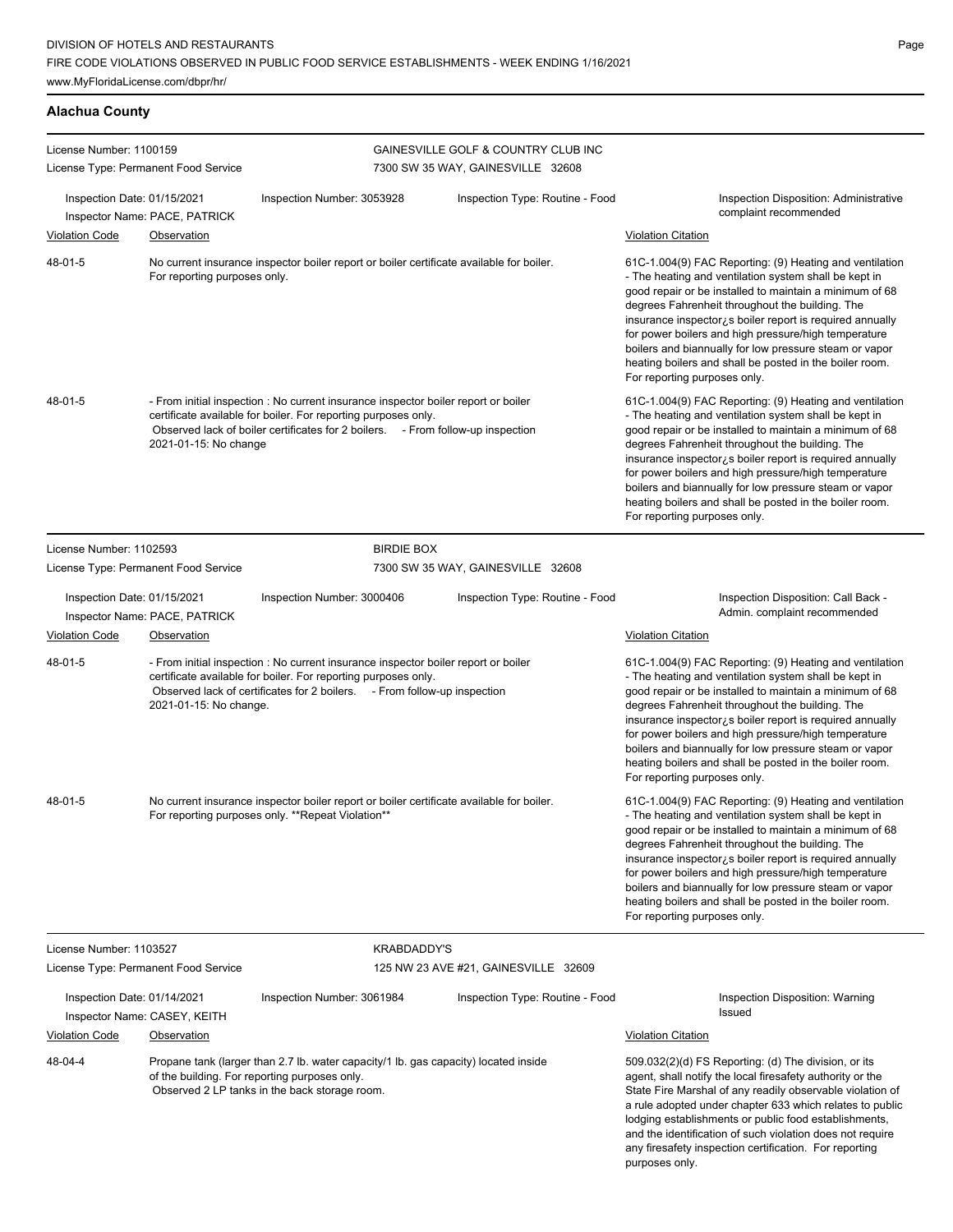DIVISION OF HOTELS AND RESTAURANTS
FIRE CODE VIOLATIONS OBSERVED IN PUBLIC FOOD SERVICE ESTABLISHMENTS - WEEK ENDING 1/16/2021
www.MyFloridaLicense.com/dbpr/hr/

## Alachua County

License Number: 1100159
License Type: Permanent Food Service

GAINESVILLE GOLF & COUNTRY CLUB INC
7300 SW 35 WAY, GAINESVILLE 32608

Inspection Date: 01/15/2021
Inspection Number: 3053928
Inspection Type: Routine - Food
Inspection Disposition: Administrative complaint recommended
Inspector Name: PACE, PATRICK

| Violation Code | Observation | Violation Citation |
|---|---|---|
| 48-01-5 | No current insurance inspector boiler report or boiler certificate available for boiler. For reporting purposes only. | 61C-1.004(9) FAC Reporting: (9) Heating and ventilation - The heating and ventilation system shall be kept in good repair or be installed to maintain a minimum of 68 degrees Fahrenheit throughout the building. The insurance inspector¿s boiler report is required annually for power boilers and high pressure/high temperature boilers and biannually for low pressure steam or vapor heating boilers and shall be posted in the boiler room. For reporting purposes only. |
| 48-01-5 | - From initial inspection : No current insurance inspector boiler report or boiler certificate available for boiler. For reporting purposes only. Observed lack of boiler certificates for 2 boilers. - From follow-up inspection 2021-01-15: No change | 61C-1.004(9) FAC Reporting: (9) Heating and ventilation - The heating and ventilation system shall be kept in good repair or be installed to maintain a minimum of 68 degrees Fahrenheit throughout the building. The insurance inspector¿s boiler report is required annually for power boilers and high pressure/high temperature boilers and biannually for low pressure steam or vapor heating boilers and shall be posted in the boiler room. For reporting purposes only. |

License Number: 1102593
License Type: Permanent Food Service

BIRDIE BOX
7300 SW 35 WAY, GAINESVILLE 32608

Inspection Date: 01/15/2021
Inspection Number: 3000406
Inspection Type: Routine - Food
Inspection Disposition: Call Back - Admin. complaint recommended
Inspector Name: PACE, PATRICK

| Violation Code | Observation | Violation Citation |
|---|---|---|
| 48-01-5 | - From initial inspection : No current insurance inspector boiler report or boiler certificate available for boiler. For reporting purposes only. Observed lack of certificates for 2 boilers. - From follow-up inspection 2021-01-15: No change. | 61C-1.004(9) FAC Reporting: (9) Heating and ventilation - The heating and ventilation system shall be kept in good repair or be installed to maintain a minimum of 68 degrees Fahrenheit throughout the building. The insurance inspector¿s boiler report is required annually for power boilers and high pressure/high temperature boilers and biannually for low pressure steam or vapor heating boilers and shall be posted in the boiler room. For reporting purposes only. |
| 48-01-5 | No current insurance inspector boiler report or boiler certificate available for boiler. For reporting purposes only. **Repeat Violation** | 61C-1.004(9) FAC Reporting: (9) Heating and ventilation - The heating and ventilation system shall be kept in good repair or be installed to maintain a minimum of 68 degrees Fahrenheit throughout the building. The insurance inspector¿s boiler report is required annually for power boilers and high pressure/high temperature boilers and biannually for low pressure steam or vapor heating boilers and shall be posted in the boiler room. For reporting purposes only. |

License Number: 1103527
License Type: Permanent Food Service

KRABDADDY'S
125 NW 23 AVE #21, GAINESVILLE 32609

Inspection Date: 01/14/2021
Inspection Number: 3061984
Inspection Type: Routine - Food
Inspection Disposition: Warning Issued
Inspector Name: CASEY, KEITH

| Violation Code | Observation | Violation Citation |
|---|---|---|
| 48-04-4 | Propane tank (larger than 2.7 lb. water capacity/1 lb. gas capacity) located inside of the building. For reporting purposes only. Observed 2 LP tanks in the back storage room. | 509.032(2)(d) FS Reporting: (d) The division, or its agent, shall notify the local firesafety authority or the State Fire Marshal of any readily observable violation of a rule adopted under chapter 633 which relates to public lodging establishments or public food establishments, and the identification of such violation does not require any firesafety inspection certification. For reporting purposes only. |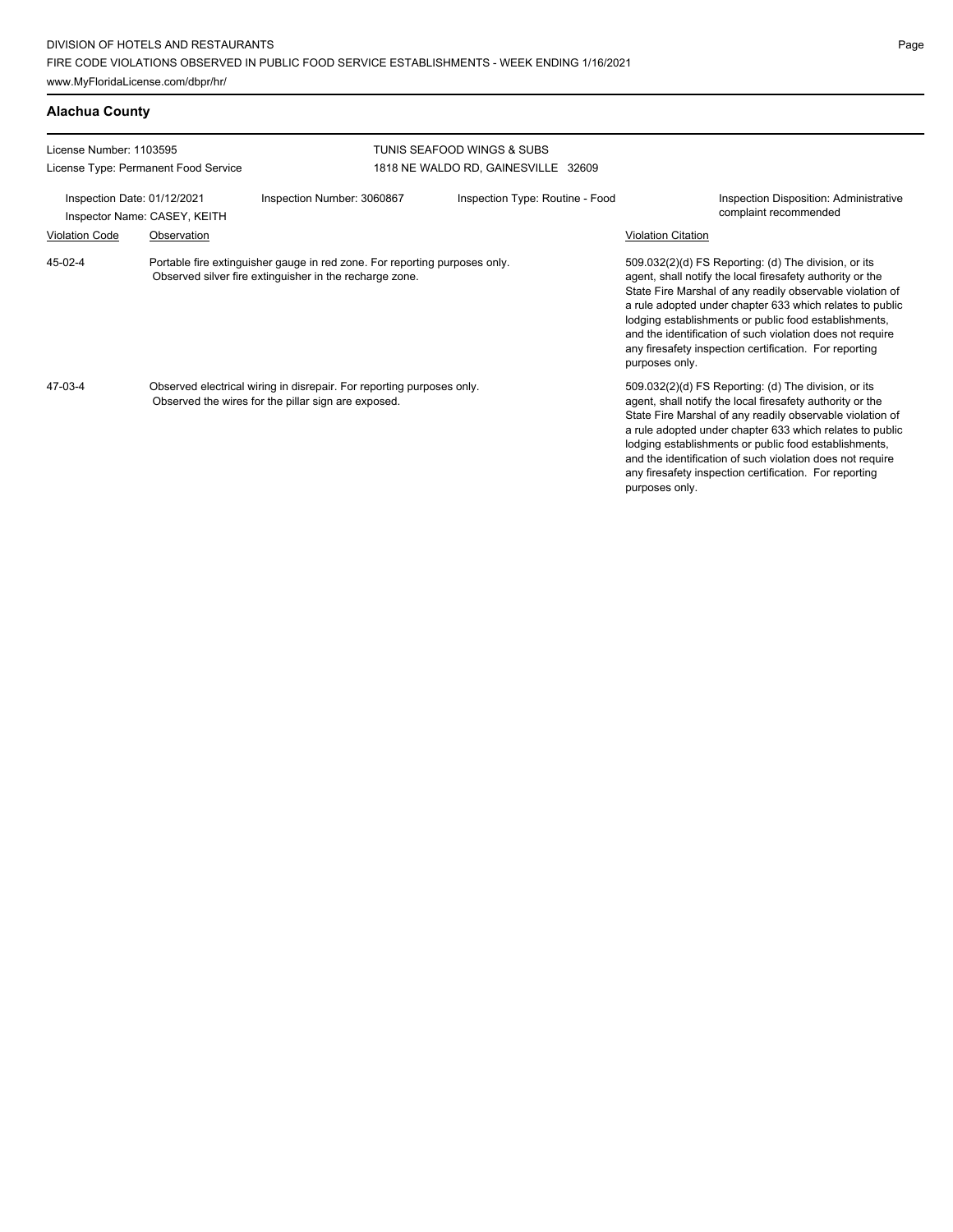## Alachua County

License Number: 1103595
License Type: Permanent Food Service

TUNIS SEAFOOD WINGS & SUBS
1818 NE WALDO RD, GAINESVILLE 32609

Inspection Date: 01/12/2021
Inspector Name: CASEY, KEITH
Inspection Number: 3060867
Inspection Type: Routine - Food
Inspection Disposition: Administrative complaint recommended

| Violation Code | Observation | Violation Citation |
|---|---|---|
| 45-02-4 | Portable fire extinguisher gauge in red zone. For reporting purposes only. Observed silver fire extinguisher in the recharge zone. | 509.032(2)(d) FS Reporting: (d) The division, or its agent, shall notify the local firesafety authority or the State Fire Marshal of any readily observable violation of a rule adopted under chapter 633 which relates to public lodging establishments or public food establishments, and the identification of such violation does not require any firesafety inspection certification. For reporting purposes only. |
| 47-03-4 | Observed electrical wiring in disrepair. For reporting purposes only. Observed the wires for the pillar sign are exposed. | 509.032(2)(d) FS Reporting: (d) The division, or its agent, shall notify the local firesafety authority or the State Fire Marshal of any readily observable violation of a rule adopted under chapter 633 which relates to public lodging establishments or public food establishments, and the identification of such violation does not require any firesafety inspection certification. For reporting purposes only. |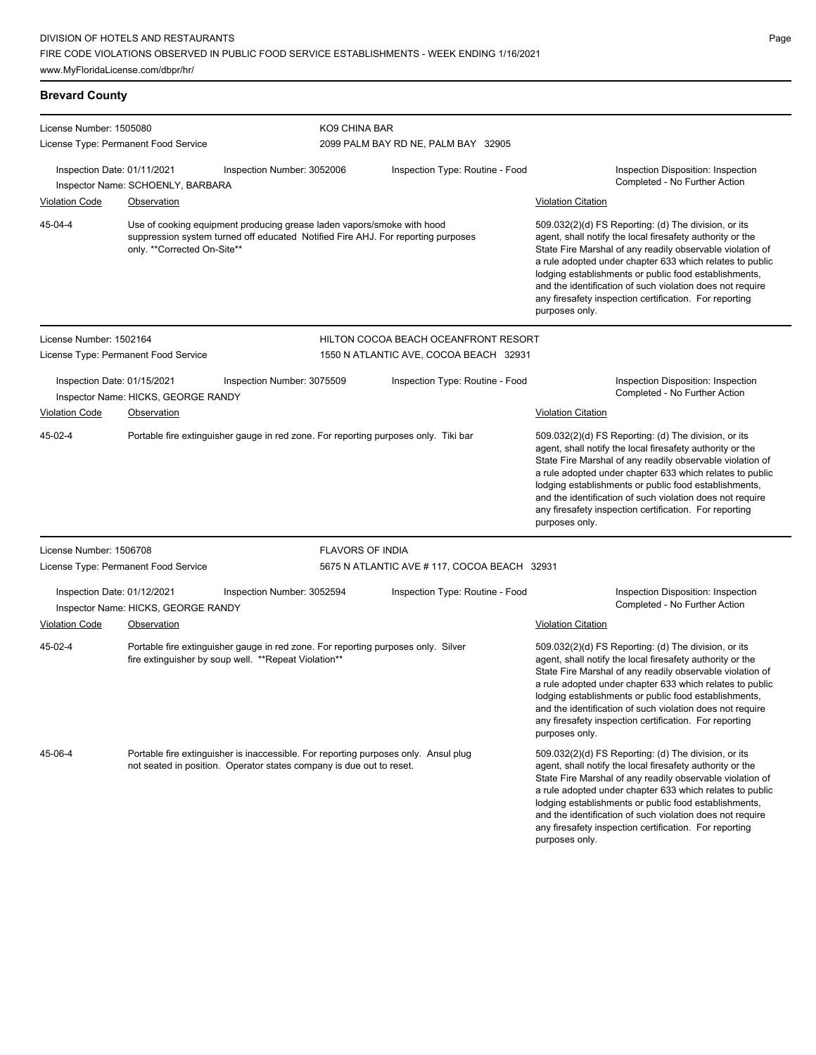## Brevard County

**License Number:** 1505080
**License Type:** Permanent Food Service

**KO9 CHINA BAR**
2099 PALM BAY RD NE, PALM BAY 32905

**Inspection Date:** 01/11/2021
**Inspection Number:** 3052006
**Inspection Type:** Routine - Food
**Inspection Disposition:** Inspection Completed - No Further Action
**Inspector Name:** SCHOENLY, BARBARA

| Violation Code | Observation | Violation Citation |
| --- | --- | --- |
| 45-04-4 | Use of cooking equipment producing grease laden vapors/smoke with hood suppression system turned off educated Notified Fire AHJ. For reporting purposes only. **Corrected On-Site** | 509.032(2)(d) FS Reporting: (d) The division, or its agent, shall notify the local firesafety authority or the State Fire Marshal of any readily observable violation of a rule adopted under chapter 633 which relates to public lodging establishments or public food establishments, and the identification of such violation does not require any firesafety inspection certification. For reporting purposes only. |

---

**License Number:** 1502164
**License Type:** Permanent Food Service

**HILTON COCOA BEACH OCEANFRONT RESORT**
1550 N ATLANTIC AVE, COCOA BEACH 32931

**Inspection Date:** 01/15/2021
**Inspection Number:** 3075509
**Inspection Type:** Routine - Food
**Inspection Disposition:** Inspection Completed - No Further Action
**Inspector Name:** HICKS, GEORGE RANDY

| Violation Code | Observation | Violation Citation |
| --- | --- | --- |
| 45-02-4 | Portable fire extinguisher gauge in red zone. For reporting purposes only. Tiki bar | 509.032(2)(d) FS Reporting: (d) The division, or its agent, shall notify the local firesafety authority or the State Fire Marshal of any readily observable violation of a rule adopted under chapter 633 which relates to public lodging establishments or public food establishments, and the identification of such violation does not require any firesafety inspection certification. For reporting purposes only. |

---

**License Number:** 1506708
**License Type:** Permanent Food Service

**FLAVORS OF INDIA**
5675 N ATLANTIC AVE # 117, COCOA BEACH 32931

**Inspection Date:** 01/12/2021
**Inspection Number:** 3052594
**Inspection Type:** Routine - Food
**Inspection Disposition:** Inspection Completed - No Further Action
**Inspector Name:** HICKS, GEORGE RANDY

| Violation Code | Observation | Violation Citation |
| --- | --- | --- |
| 45-02-4 | Portable fire extinguisher gauge in red zone. For reporting purposes only. Silver fire extinguisher by soup well. **Repeat Violation** | 509.032(2)(d) FS Reporting: (d) The division, or its agent, shall notify the local firesafety authority or the State Fire Marshal of any readily observable violation of a rule adopted under chapter 633 which relates to public lodging establishments or public food establishments, and the identification of such violation does not require any firesafety inspection certification. For reporting purposes only. |
| 45-06-4 | Portable fire extinguisher is inaccessible. For reporting purposes only. Ansul plug not seated in position. Operator states company is due out to reset. | 509.032(2)(d) FS Reporting: (d) The division, or its agent, shall notify the local firesafety authority or the State Fire Marshal of any readily observable violation of a rule adopted under chapter 633 which relates to public lodging establishments or public food establishments, and the identification of such violation does not require any firesafety inspection certification. For reporting purposes only. |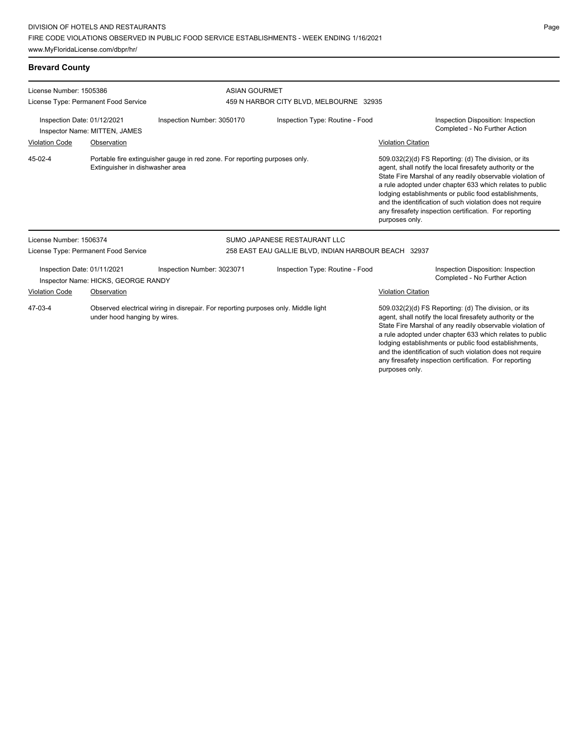## Brevard County

**License Number:** 1505386
**License Type:** Permanent Food Service

**ASIAN GOURMET**
459 N HARBOR CITY BLVD, MELBOURNE 32935

**Inspection Date:** 01/12/2021
**Inspector Name:** MITTEN, JAMES
**Inspection Number:** 3050170
**Inspection Type:** Routine - Food
**Inspection Disposition:** Inspection Completed - No Further Action

| Violation Code | Observation | Violation Citation |
| --- | --- | --- |
| 45-02-4 | Portable fire extinguisher gauge in red zone. For reporting purposes only. Extinguisher in dishwasher area | 509.032(2)(d) FS Reporting: (d) The division, or its agent, shall notify the local firesafety authority or the State Fire Marshal of any readily observable violation of a rule adopted under chapter 633 which relates to public lodging establishments or public food establishments, and the identification of such violation does not require any firesafety inspection certification. For reporting purposes only. |

**License Number:** 1506374
**License Type:** Permanent Food Service

**SUMO JAPANESE RESTAURANT LLC**
258 EAST EAU GALLIE BLVD, INDIAN HARBOUR BEACH 32937

**Inspection Date:** 01/11/2021
**Inspector Name:** HICKS, GEORGE RANDY
**Inspection Number:** 3023071
**Inspection Type:** Routine - Food
**Inspection Disposition:** Inspection Completed - No Further Action

| Violation Code | Observation | Violation Citation |
| --- | --- | --- |
| 47-03-4 | Observed electrical wiring in disrepair. For reporting purposes only. Middle light under hood hanging by wires. | 509.032(2)(d) FS Reporting: (d) The division, or its agent, shall notify the local firesafety authority or the State Fire Marshal of any readily observable violation of a rule adopted under chapter 633 which relates to public lodging establishments or public food establishments, and the identification of such violation does not require any firesafety inspection certification. For reporting purposes only. |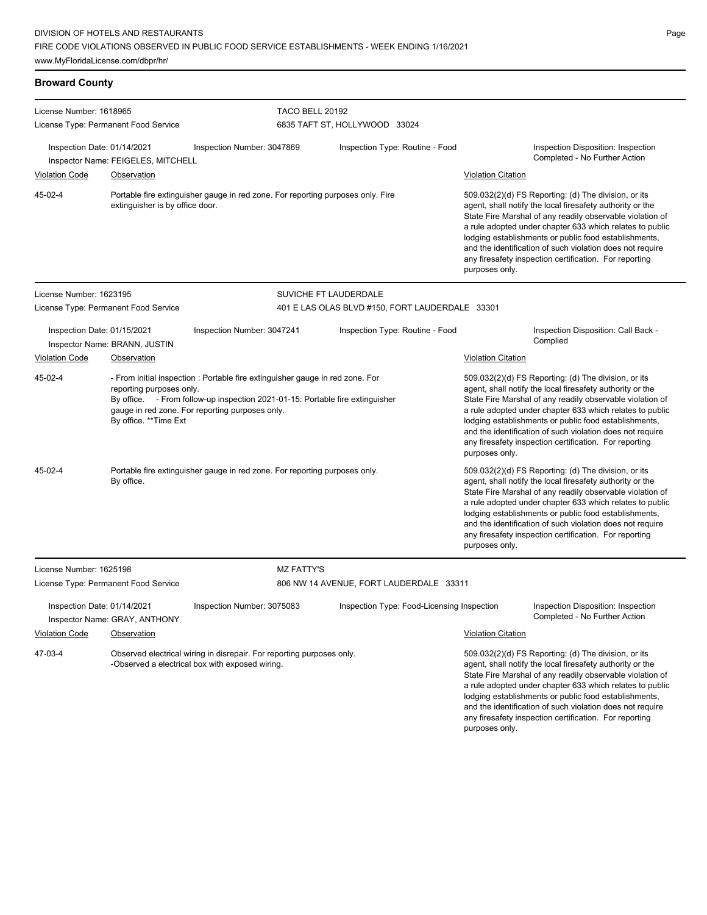## Broward County

**License Number:** 1618965
**License Type:** Permanent Food Service

**TACO BELL 20192**
6835 TAFT ST, HOLLYWOOD 33024

**Inspection Date:** 01/14/2021
**Inspection Number:** 3047869
**Inspection Type:** Routine - Food
**Inspector Name:** FEIGELES, MITCHELL
**Inspection Disposition:** Inspection Completed - No Further Action

| Violation Code | Observation | Violation Citation |
|---|---|---|
| 45-02-4 | Portable fire extinguisher gauge in red zone. For reporting purposes only. Fire extinguisher is by office door. | 509.032(2)(d) FS Reporting: (d) The division, or its agent, shall notify the local firesafety authority or the State Fire Marshal of any readily observable violation of a rule adopted under chapter 633 which relates to public lodging establishments or public food establishments, and the identification of such violation does not require any firesafety inspection certification. For reporting purposes only. |

---

**License Number:** 1623195
**License Type:** Permanent Food Service

**SUVICHE FT LAUDERDALE**
401 E LAS OLAS BLVD #150, FORT LAUDERDALE 33301

**Inspection Date:** 01/15/2021
**Inspection Number:** 3047241
**Inspection Type:** Routine - Food
**Inspector Name:** BRANN, JUSTIN
**Inspection Disposition:** Call Back - Complied

| Violation Code | Observation | Violation Citation |
|---|---|---|
| 45-02-4 | - From initial inspection : Portable fire extinguisher gauge in red zone. For reporting purposes only. By office. - From follow-up inspection 2021-01-15: Portable fire extinguisher gauge in red zone. For reporting purposes only. By office. **Time Ext | 509.032(2)(d) FS Reporting: (d) The division, or its agent, shall notify the local firesafety authority or the State Fire Marshal of any readily observable violation of a rule adopted under chapter 633 which relates to public lodging establishments or public food establishments, and the identification of such violation does not require any firesafety inspection certification. For reporting purposes only. |
| 45-02-4 | Portable fire extinguisher gauge in red zone. For reporting purposes only. By office. | 509.032(2)(d) FS Reporting: (d) The division, or its agent, shall notify the local firesafety authority or the State Fire Marshal of any readily observable violation of a rule adopted under chapter 633 which relates to public lodging establishments or public food establishments, and the identification of such violation does not require any firesafety inspection certification. For reporting purposes only. |

---

**License Number:** 1625198
**License Type:** Permanent Food Service

**MZ FATTY'S**
806 NW 14 AVENUE, FORT LAUDERDALE 33311

**Inspection Date:** 01/14/2021
**Inspection Number:** 3075083
**Inspection Type:** Food-Licensing Inspection
**Inspector Name:** GRAY, ANTHONY
**Inspection Disposition:** Inspection Completed - No Further Action

| Violation Code | Observation | Violation Citation |
|---|---|---|
| 47-03-4 | Observed electrical wiring in disrepair. For reporting purposes only. -Observed a electrical box with exposed wiring. | 509.032(2)(d) FS Reporting: (d) The division, or its agent, shall notify the local firesafety authority or the State Fire Marshal of any readily observable violation of a rule adopted under chapter 633 which relates to public lodging establishments or public food establishments, and the identification of such violation does not require any firesafety inspection certification. For reporting purposes only. |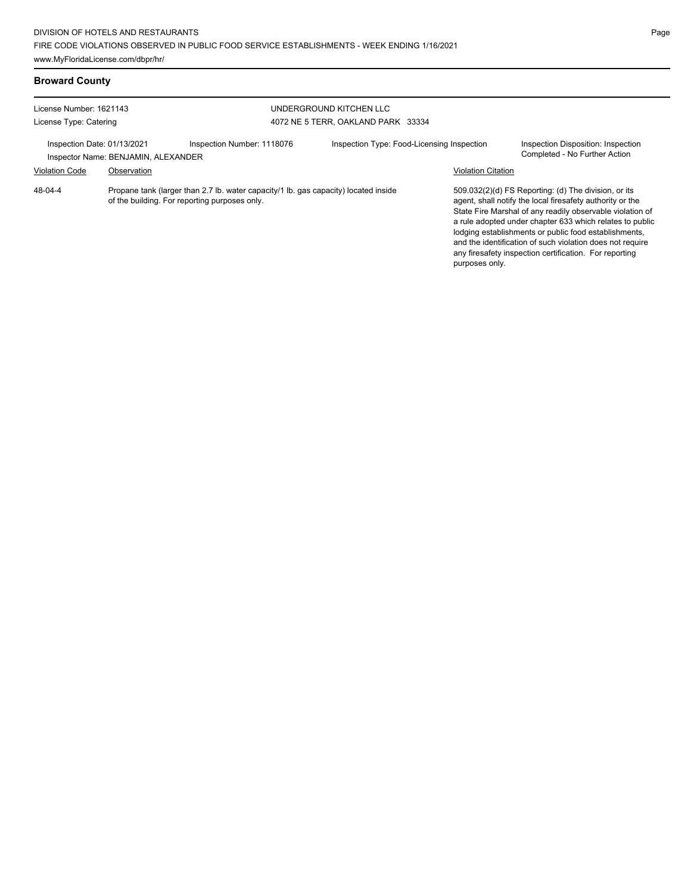## Broward County

| License Number: 1621143 | UNDERGROUND KITCHEN LLC |
|---|---|
| License Type: Catering | 4072 NE 5 TERR, OAKLAND PARK 33334 |

Inspection Date: 01/13/2021 | Inspection Number: 1118076 | Inspection Type: Food-Licensing Inspection | Inspection Disposition: Inspection Completed - No Further Action

Inspector Name: BENJAMIN, ALEXANDER

| Violation Code | Observation | Violation Citation |
|---|---|---|
| 48-04-4 | Propane tank (larger than 2.7 lb. water capacity/1 lb. gas capacity) located inside of the building. For reporting purposes only. | 509.032(2)(d) FS Reporting: (d) The division, or its agent, shall notify the local firesafety authority or the State Fire Marshal of any readily observable violation of a rule adopted under chapter 633 which relates to public lodging establishments or public food establishments, and the identification of such violation does not require any firesafety inspection certification. For reporting purposes only. |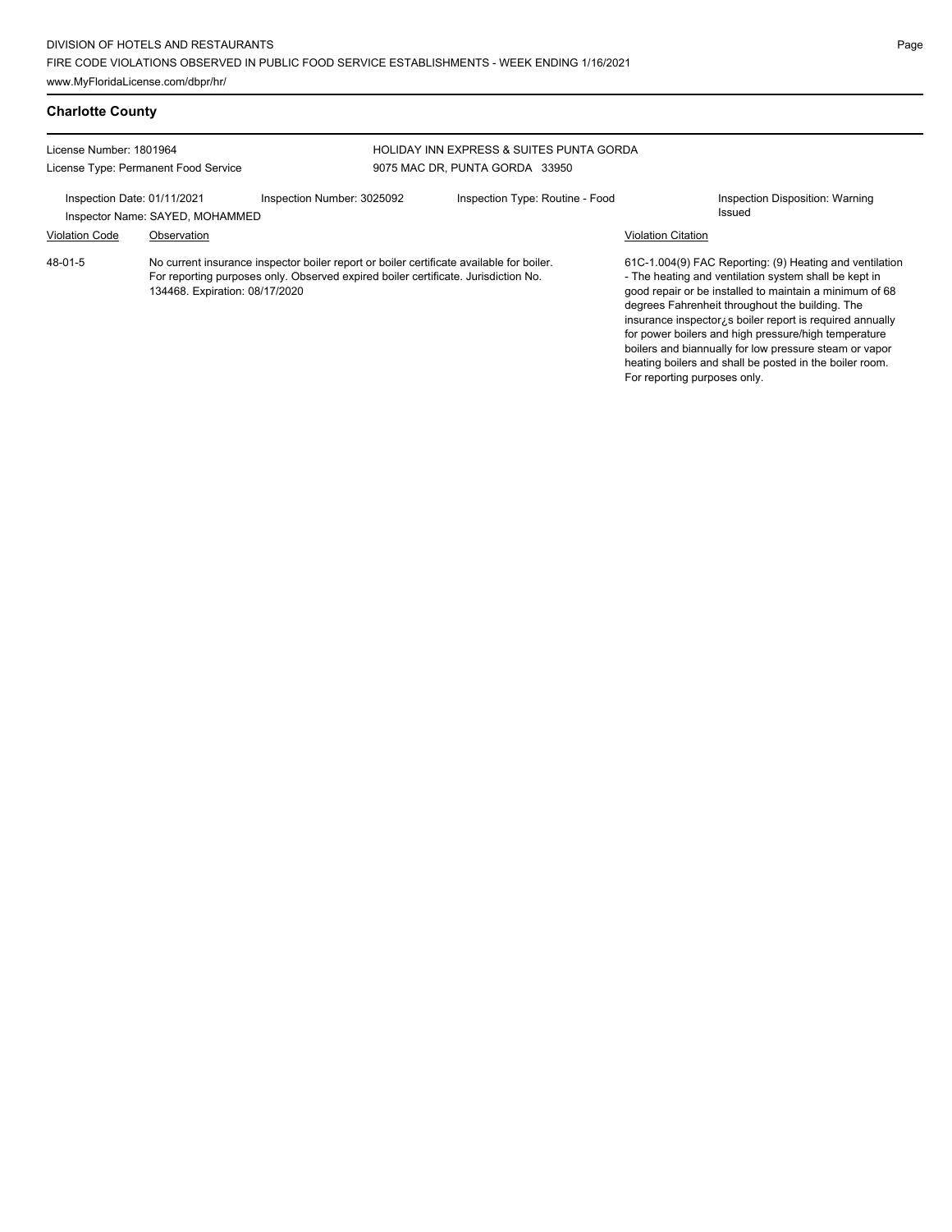## Charlotte County

License Number: 1801964
License Type: Permanent Food Service

HOLIDAY INN EXPRESS & SUITES PUNTA GORDA
9075 MAC DR, PUNTA GORDA 33950

Inspection Date: 01/11/2021
Inspector Name: SAYED, MOHAMMED
Inspection Number: 3025092
Inspection Type: Routine - Food
Inspection Disposition: Warning Issued

| Violation Code | Observation | Violation Citation |
|---|---|---|
| 48-01-5 | No current insurance inspector boiler report or boiler certificate available for boiler. For reporting purposes only. Observed expired boiler certificate. Jurisdiction No. 134468. Expiration: 08/17/2020 | 61C-1.004(9) FAC Reporting: (9) Heating and ventilation - The heating and ventilation system shall be kept in good repair or be installed to maintain a minimum of 68 degrees Fahrenheit throughout the building. The insurance inspector¿s boiler report is required annually for power boilers and high pressure/high temperature boilers and biannually for low pressure steam or vapor heating boilers and shall be posted in the boiler room. For reporting purposes only. |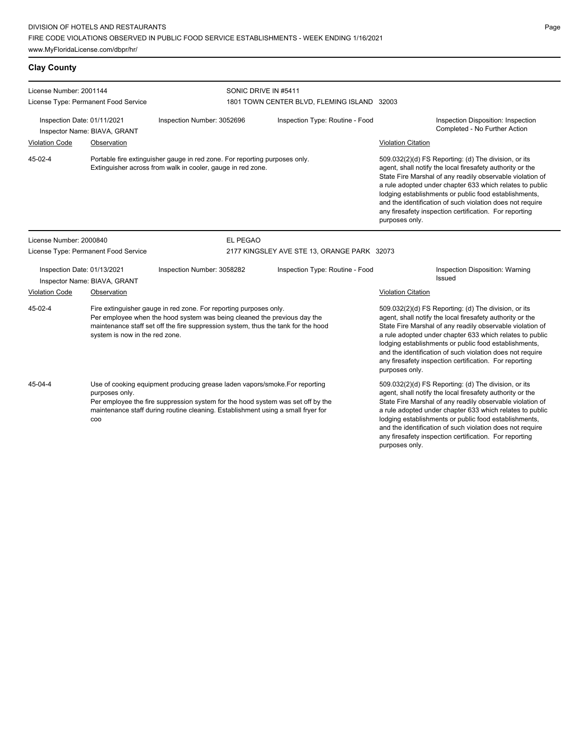## Clay County

License Number: 2001144
License Type: Permanent Food Service

**SONIC DRIVE IN #5411**
1801 TOWN CENTER BLVD, FLEMING ISLAND 32003

Inspection Date: 01/11/2021
Inspector Name: BIAVA, GRANT
Inspection Number: 3052696
Inspection Type: Routine - Food
Inspection Disposition: Inspection Completed - No Further Action

| Violation Code | Observation | Violation Citation |
|---|---|---|
| 45-02-4 | Portable fire extinguisher gauge in red zone. For reporting purposes only. Extinguisher across from walk in cooler, gauge in red zone. | 509.032(2)(d) FS Reporting: (d) The division, or its agent, shall notify the local firesafety authority or the State Fire Marshal of any readily observable violation of a rule adopted under chapter 633 which relates to public lodging establishments or public food establishments, and the identification of such violation does not require any firesafety inspection certification. For reporting purposes only. |

License Number: 2000840
License Type: Permanent Food Service

**EL PEGAO**
2177 KINGSLEY AVE STE 13, ORANGE PARK 32073

Inspection Date: 01/13/2021
Inspector Name: BIAVA, GRANT
Inspection Number: 3058282
Inspection Type: Routine - Food
Inspection Disposition: Warning Issued

| Violation Code | Observation | Violation Citation |
|---|---|---|
| 45-02-4 | Fire extinguisher gauge in red zone. For reporting purposes only. Per employee when the hood system was being cleaned the previous day the maintenance staff set off the fire suppression system, thus the tank for the hood system is now in the red zone. | 509.032(2)(d) FS Reporting: (d) The division, or its agent, shall notify the local firesafety authority or the State Fire Marshal of any readily observable violation of a rule adopted under chapter 633 which relates to public lodging establishments or public food establishments, and the identification of such violation does not require any firesafety inspection certification. For reporting purposes only. |
| 45-04-4 | Use of cooking equipment producing grease laden vapors/smoke.For reporting purposes only. Per employee the fire suppression system for the hood system was set off by the maintenance staff during routine cleaning. Establishment using a small fryer for coo | 509.032(2)(d) FS Reporting: (d) The division, or its agent, shall notify the local firesafety authority or the State Fire Marshal of any readily observable violation of a rule adopted under chapter 633 which relates to public lodging establishments or public food establishments, and the identification of such violation does not require any firesafety inspection certification. For reporting purposes only. |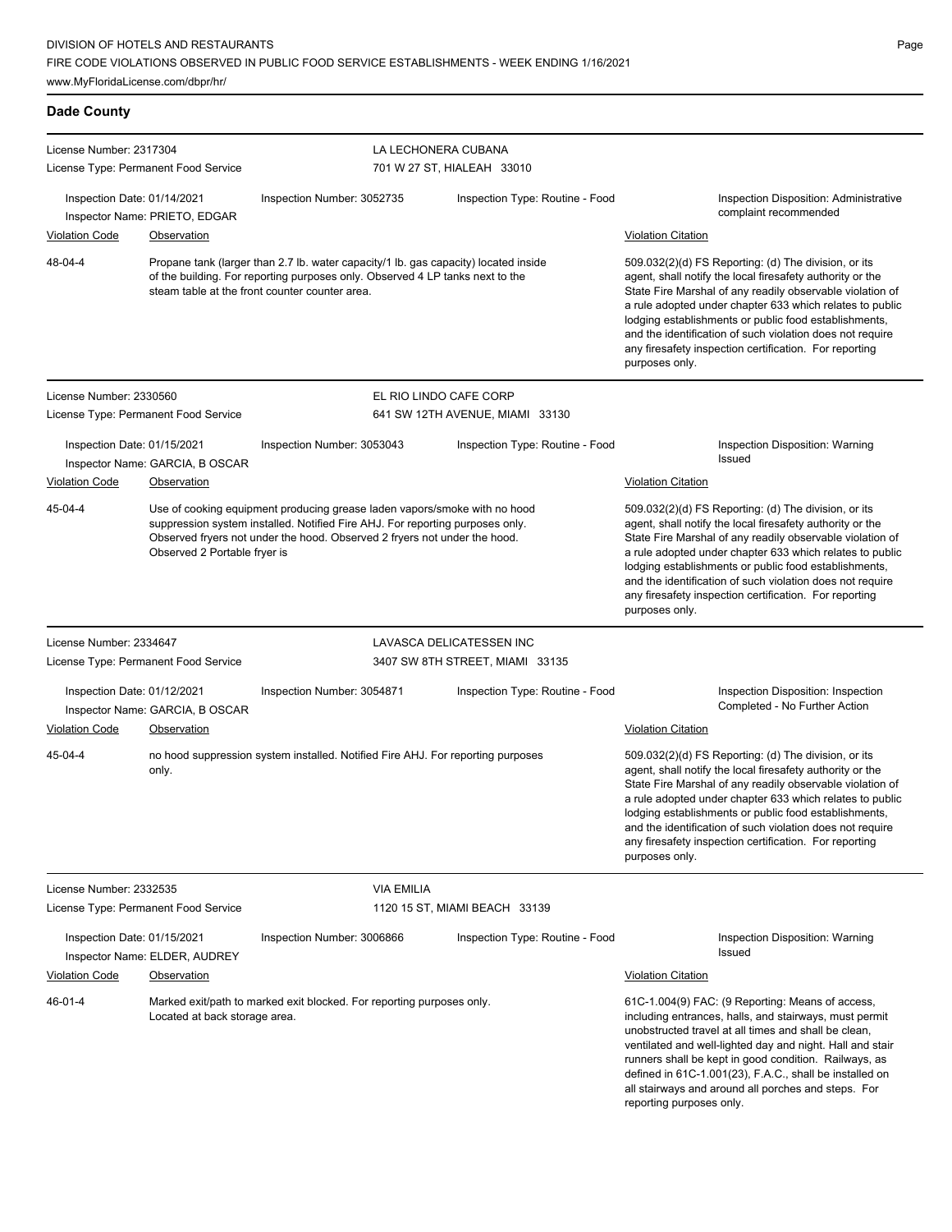## Dade County

**License Number:** 2317304
**License Type:** Permanent Food Service

**LA LECHONERA CUBANA**
701 W 27 ST, HIALEAH 33010

**Inspection Date:** 01/14/2021
**Inspector Name:** PRIETO, EDGAR
**Inspection Number:** 3052735
**Inspection Type:** Routine - Food
**Inspection Disposition:** Administrative complaint recommended

| Violation Code | Observation | Violation Citation |
|---|---|---|
| 48-04-4 | Propane tank (larger than 2.7 lb. water capacity/1 lb. gas capacity) located inside of the building. For reporting purposes only. Observed 4 LP tanks next to the steam table at the front counter counter area. | 509.032(2)(d) FS Reporting: (d) The division, or its agent, shall notify the local firesafety authority or the State Fire Marshal of any readily observable violation of a rule adopted under chapter 633 which relates to public lodging establishments or public food establishments, and the identification of such violation does not require any firesafety inspection certification. For reporting purposes only. |

---

**License Number:** 2330560
**License Type:** Permanent Food Service

**EL RIO LINDO CAFE CORP**
641 SW 12TH AVENUE, MIAMI 33130

**Inspection Date:** 01/15/2021
**Inspector Name:** GARCIA, B OSCAR
**Inspection Number:** 3053043
**Inspection Type:** Routine - Food
**Inspection Disposition:** Warning Issued

| Violation Code | Observation | Violation Citation |
|---|---|---|
| 45-04-4 | Use of cooking equipment producing grease laden vapors/smoke with no hood suppression system installed. Notified Fire AHJ. For reporting purposes only. Observed fryers not under the hood. Observed 2 fryers not under the hood. Observed 2 Portable fryer is | 509.032(2)(d) FS Reporting: (d) The division, or its agent, shall notify the local firesafety authority or the State Fire Marshal of any readily observable violation of a rule adopted under chapter 633 which relates to public lodging establishments or public food establishments, and the identification of such violation does not require any firesafety inspection certification. For reporting purposes only. |

---

**License Number:** 2334647
**License Type:** Permanent Food Service

**LAVASCA DELICATESSEN INC**
3407 SW 8TH STREET, MIAMI 33135

**Inspection Date:** 01/12/2021
**Inspector Name:** GARCIA, B OSCAR
**Inspection Number:** 3054871
**Inspection Type:** Routine - Food
**Inspection Disposition:** Inspection Completed - No Further Action

| Violation Code | Observation | Violation Citation |
|---|---|---|
| 45-04-4 | no hood suppression system installed. Notified Fire AHJ. For reporting purposes only. | 509.032(2)(d) FS Reporting: (d) The division, or its agent, shall notify the local firesafety authority or the State Fire Marshal of any readily observable violation of a rule adopted under chapter 633 which relates to public lodging establishments or public food establishments, and the identification of such violation does not require any firesafety inspection certification. For reporting purposes only. |

---

**License Number:** 2332535
**License Type:** Permanent Food Service

**VIA EMILIA**
1120 15 ST, MIAMI BEACH 33139

**Inspection Date:** 01/15/2021
**Inspector Name:** ELDER, AUDREY
**Inspection Number:** 3006866
**Inspection Type:** Routine - Food
**Inspection Disposition:** Warning Issued

| Violation Code | Observation | Violation Citation |
|---|---|---|
| 46-01-4 | Marked exit/path to marked exit blocked. For reporting purposes only. Located at back storage area. | 61C-1.004(9) FAC: (9 Reporting: Means of access, including entrances, halls, and stairways, must permit unobstructed travel at all times and shall be clean, ventilated and well-lighted day and night. Hall and stair runners shall be kept in good condition. Railways, as defined in 61C-1.001(23), F.A.C., shall be installed on all stairways and around all porches and steps. For reporting purposes only. |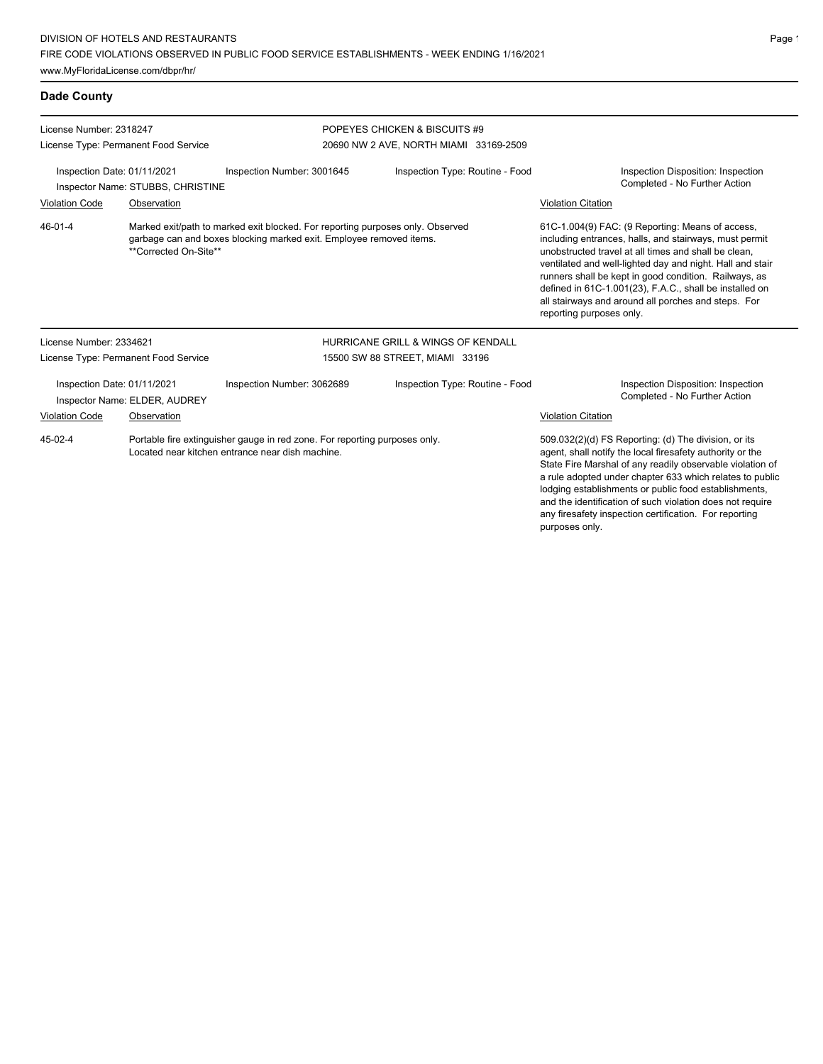## Dade County

License Number: 2318247
License Type: Permanent Food Service

POPEYES CHICKEN & BISCUITS #9
20690 NW 2 AVE, NORTH MIAMI 33169-2509

Inspection Date: 01/11/2021
Inspector Name: STUBBS, CHRISTINE
Inspection Number: 3001645
Inspection Type: Routine - Food
Inspection Disposition: Inspection Completed - No Further Action

| Violation Code | Observation | Violation Citation |
|---|---|---|
| 46-01-4 | Marked exit/path to marked exit blocked. For reporting purposes only. Observed garbage can and boxes blocking marked exit. Employee removed items. **Corrected On-Site** | 61C-1.004(9) FAC: (9 Reporting: Means of access, including entrances, halls, and stairways, must permit unobstructed travel at all times and shall be clean, ventilated and well-lighted day and night. Hall and stair runners shall be kept in good condition. Railways, as defined in 61C-1.001(23), F.A.C., shall be installed on all stairways and around all porches and steps. For reporting purposes only. |

License Number: 2334621
License Type: Permanent Food Service

HURRICANE GRILL & WINGS OF KENDALL
15500 SW 88 STREET, MIAMI 33196

Inspection Date: 01/11/2021
Inspector Name: ELDER, AUDREY
Inspection Number: 3062689
Inspection Type: Routine - Food
Inspection Disposition: Inspection Completed - No Further Action

| Violation Code | Observation | Violation Citation |
|---|---|---|
| 45-02-4 | Portable fire extinguisher gauge in red zone. For reporting purposes only. Located near kitchen entrance near dish machine. | 509.032(2)(d) FS Reporting: (d) The division, or its agent, shall notify the local firesafety authority or the State Fire Marshal of any readily observable violation of a rule adopted under chapter 633 which relates to public lodging establishments or public food establishments, and the identification of such violation does not require any firesafety inspection certification. For reporting purposes only. |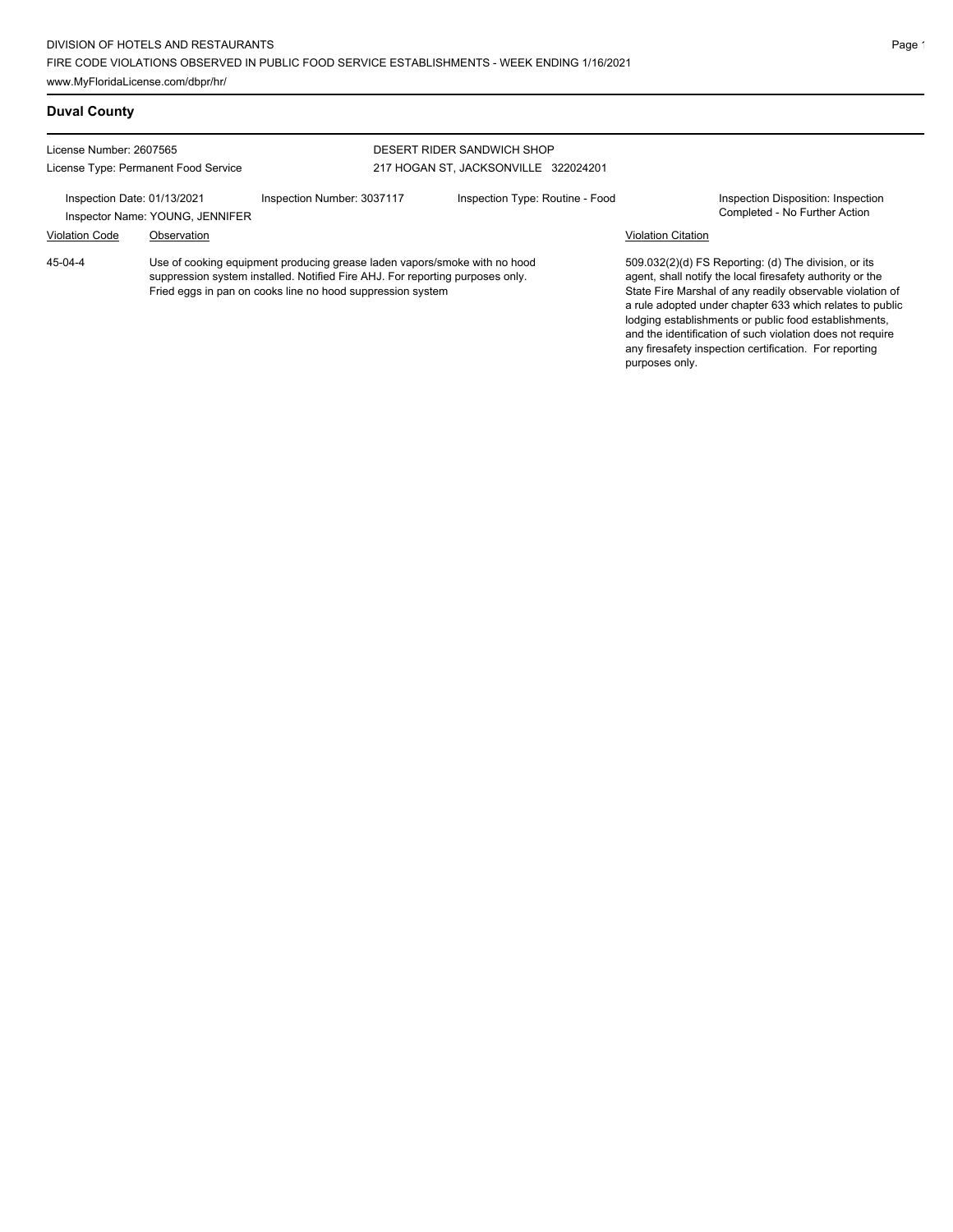## Duval County

License Number: 2607565
License Type: Permanent Food Service

DESERT RIDER SANDWICH SHOP
217 HOGAN ST, JACKSONVILLE 322024201

Inspection Date: 01/13/2021
Inspector Name: YOUNG, JENNIFER
Inspection Number: 3037117
Inspection Type: Routine - Food
Inspection Disposition: Inspection Completed - No Further Action

| Violation Code | Observation | Violation Citation |
| --- | --- | --- |
| 45-04-4 | Use of cooking equipment producing grease laden vapors/smoke with no hood suppression system installed. Notified Fire AHJ. For reporting purposes only. Fried eggs in pan on cooks line no hood suppression system | 509.032(2)(d) FS Reporting: (d) The division, or its agent, shall notify the local firesafety authority or the State Fire Marshal of any readily observable violation of a rule adopted under chapter 633 which relates to public lodging establishments or public food establishments, and the identification of such violation does not require any firesafety inspection certification. For reporting purposes only. |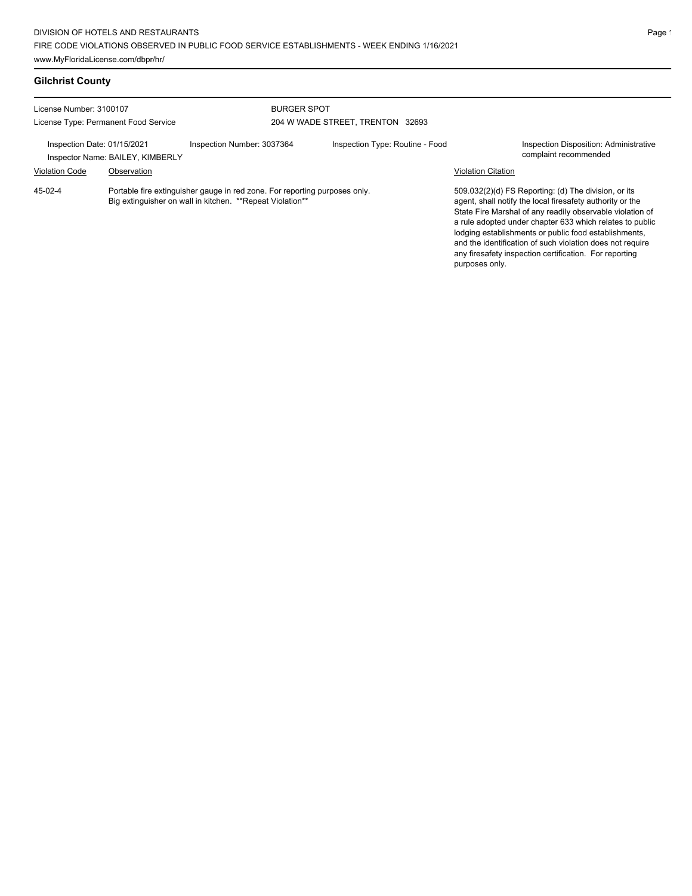**Gilchrist County**

License Number: 3100107
License Type: Permanent Food Service

BURGER SPOT
204 W WADE STREET, TRENTON 32693

Inspection Date: 01/15/2021
Inspector Name: BAILEY, KIMBERLY

Inspection Number: 3037364

Inspection Type: Routine - Food

Inspection Disposition: Administrative complaint recommended

| Violation Code | Observation | Violation Citation |
| --- | --- | --- |
| 45-02-4 | Portable fire extinguisher gauge in red zone. For reporting purposes only. Big extinguisher on wall in kitchen. **Repeat Violation** | 509.032(2)(d) FS Reporting: (d) The division, or its agent, shall notify the local firesafety authority or the State Fire Marshal of any readily observable violation of a rule adopted under chapter 633 which relates to public lodging establishments or public food establishments, and the identification of such violation does not require any firesafety inspection certification. For reporting purposes only. |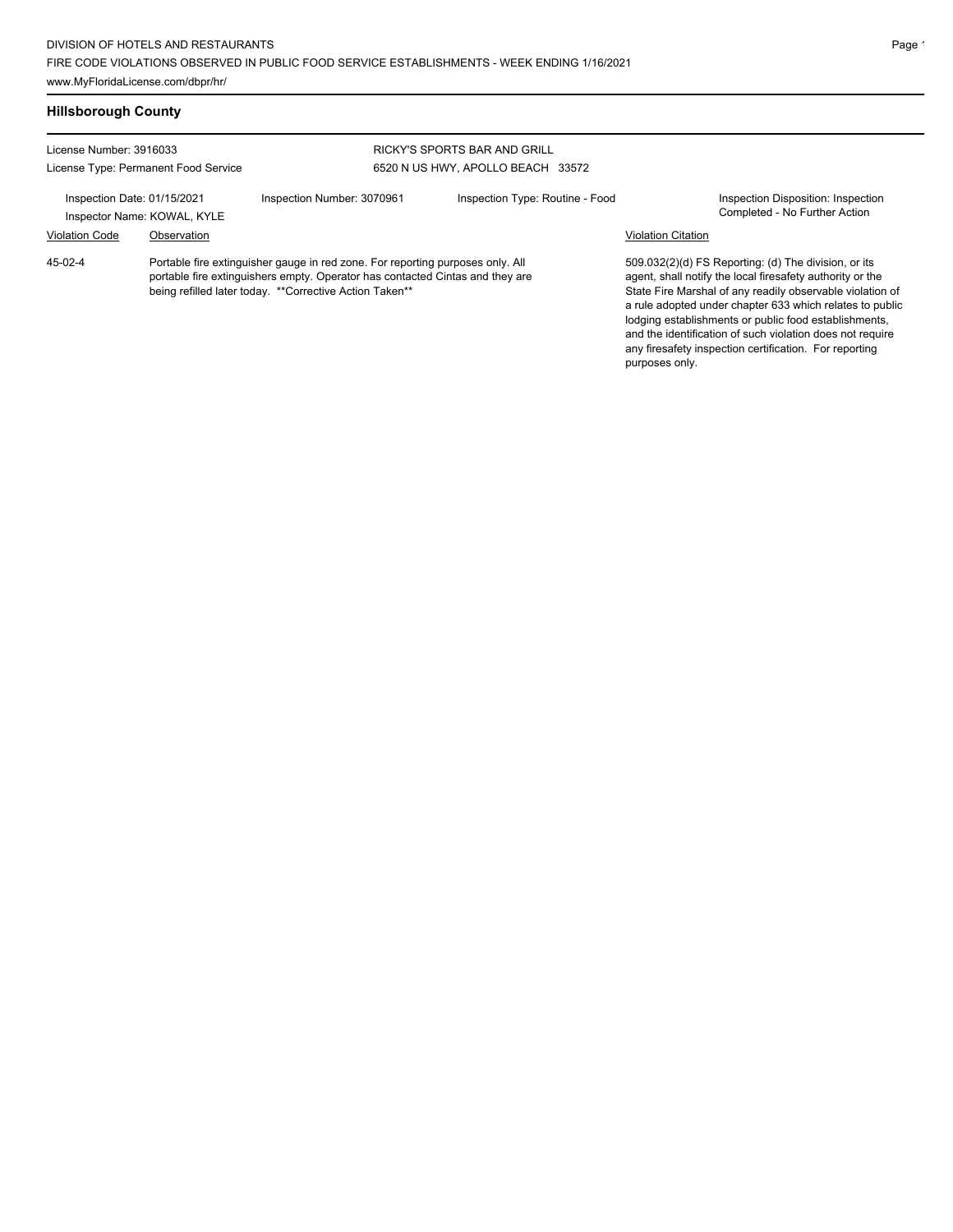## Hillsborough County

License Number: 3916033
License Type: Permanent Food Service

RICKY'S SPORTS BAR AND GRILL
6520 N US HWY, APOLLO BEACH 33572

Inspection Date: 01/15/2021
Inspector Name: KOWAL, KYLE

Inspection Number: 3070961

Inspection Type: Routine - Food

Inspection Disposition: Inspection Completed - No Further Action

| Violation Code | Observation | Violation Citation |
|---|---|---|
| 45-02-4 | Portable fire extinguisher gauge in red zone. For reporting purposes only. All portable fire extinguishers empty. Operator has contacted Cintas and they are being refilled later today. **Corrective Action Taken** | 509.032(2)(d) FS Reporting: (d) The division, or its agent, shall notify the local firesafety authority or the State Fire Marshal of any readily observable violation of a rule adopted under chapter 633 which relates to public lodging establishments or public food establishments, and the identification of such violation does not require any firesafety inspection certification. For reporting purposes only. |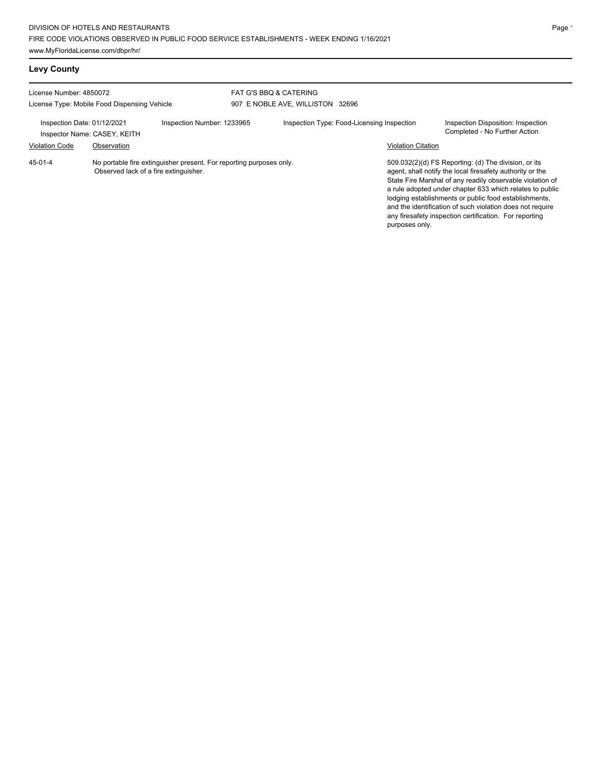## Levy County

License Number: 4850072
License Type: Mobile Food Dispensing Vehicle

FAT G'S BBQ & CATERING
907 E NOBLE AVE, WILLISTON 32696

Inspection Date: 01/12/2021
Inspector Name: CASEY, KEITH

Inspection Number: 1233965

Inspection Type: Food-Licensing Inspection

Inspection Disposition: Inspection Completed - No Further Action

| Violation Code | Observation | Violation Citation |
|---|---|---|
| 45-01-4 | No portable fire extinguisher present. For reporting purposes only. Observed lack of a fire extinguisher. | 509.032(2)(d) FS Reporting: (d) The division, or its agent, shall notify the local firesafety authority or the State Fire Marshal of any readily observable violation of a rule adopted under chapter 633 which relates to public lodging establishments or public food establishments, and the identification of such violation does not require any firesafety inspection certification. For reporting purposes only. |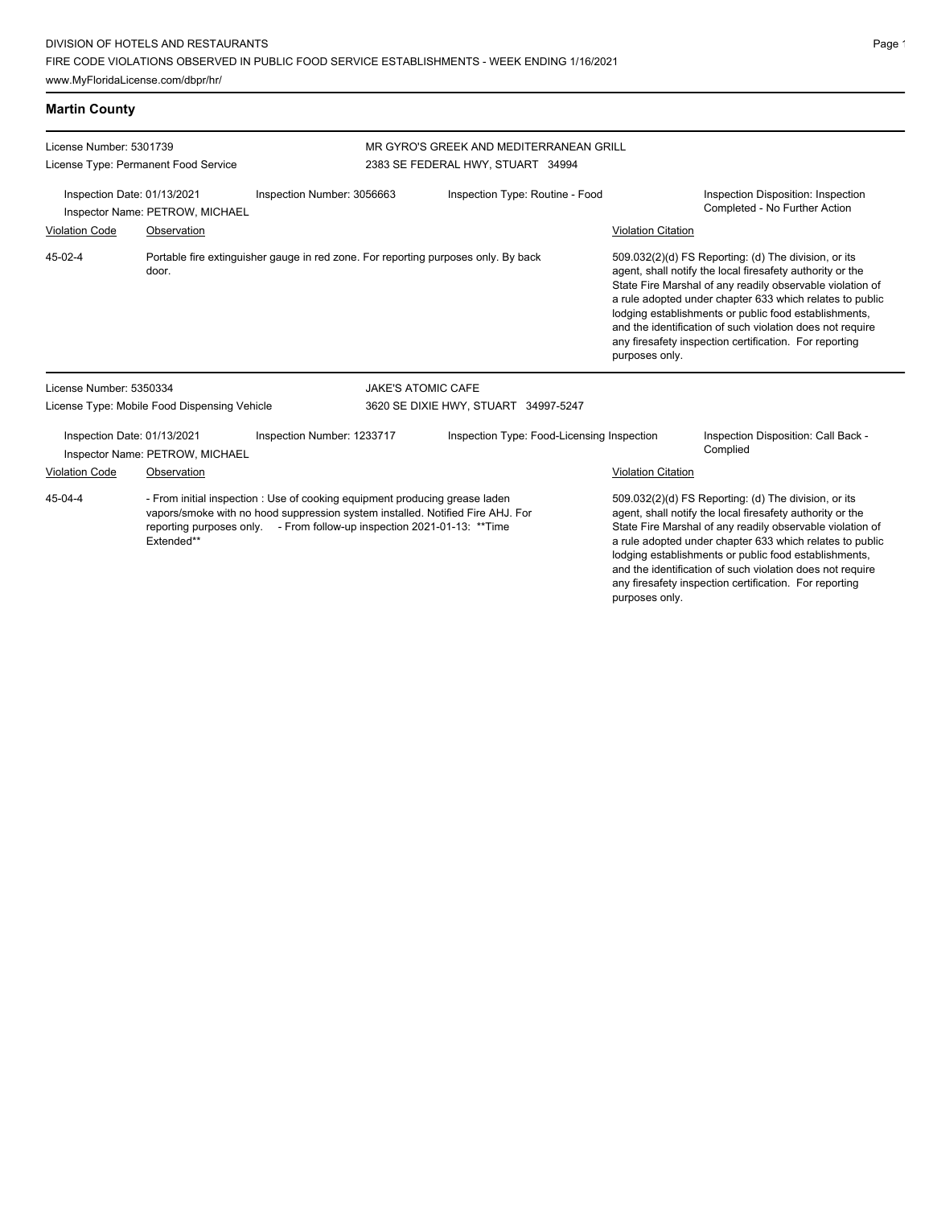## Martin County

License Number: 5301739
License Type: Permanent Food Service

MR GYRO'S GREEK AND MEDITERRANEAN GRILL
2383 SE FEDERAL HWY, STUART 34994

Inspection Date: 01/13/2021
Inspector Name: PETROW, MICHAEL
Inspection Number: 3056663
Inspection Type: Routine - Food
Inspection Disposition: Inspection Completed - No Further Action

| Violation Code | Observation | Violation Citation |
| --- | --- | --- |
| 45-02-4 | Portable fire extinguisher gauge in red zone. For reporting purposes only. By back door. | 509.032(2)(d) FS Reporting: (d) The division, or its agent, shall notify the local firesafety authority or the State Fire Marshal of any readily observable violation of a rule adopted under chapter 633 which relates to public lodging establishments or public food establishments, and the identification of such violation does not require any firesafety inspection certification. For reporting purposes only. |

License Number: 5350334
License Type: Mobile Food Dispensing Vehicle

JAKE'S ATOMIC CAFE
3620 SE DIXIE HWY, STUART 34997-5247

Inspection Date: 01/13/2021
Inspector Name: PETROW, MICHAEL
Inspection Number: 1233717
Inspection Type: Food-Licensing Inspection
Inspection Disposition: Call Back - Complied

| Violation Code | Observation | Violation Citation |
| --- | --- | --- |
| 45-04-4 | - From initial inspection : Use of cooking equipment producing grease laden vapors/smoke with no hood suppression system installed. Notified Fire AHJ. For reporting purposes only. - From follow-up inspection 2021-01-13: **Time Extended** | 509.032(2)(d) FS Reporting: (d) The division, or its agent, shall notify the local firesafety authority or the State Fire Marshal of any readily observable violation of a rule adopted under chapter 633 which relates to public lodging establishments or public food establishments, and the identification of such violation does not require any firesafety inspection certification. For reporting purposes only. |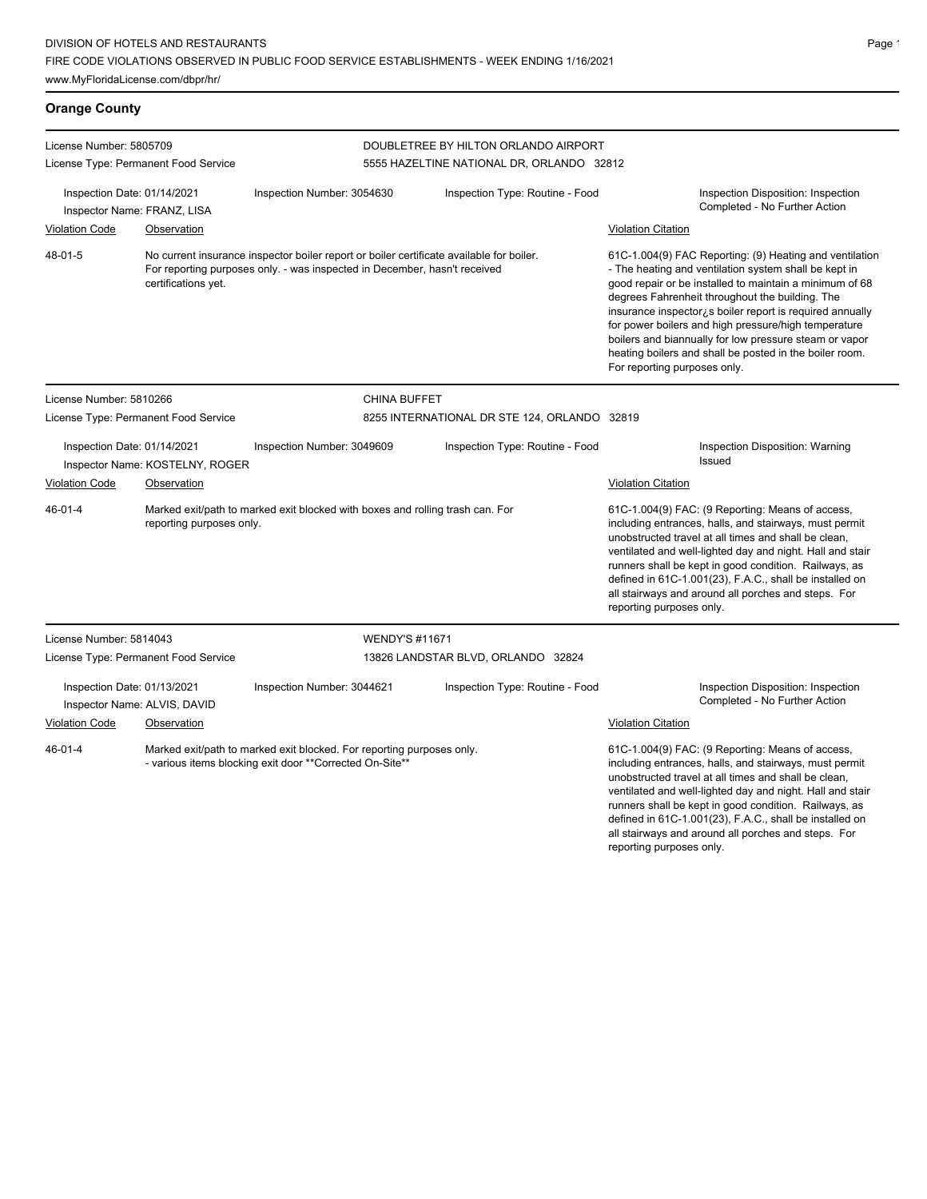## Orange County

License Number: 5805709
License Type: Permanent Food Service

DOUBLETREE BY HILTON ORLANDO AIRPORT
5555 HAZELTINE NATIONAL DR, ORLANDO 32812

Inspection Date: 01/14/2021
Inspector Name: FRANZ, LISA
Inspection Number: 3054630
Inspection Type: Routine - Food
Inspection Disposition: Inspection Completed - No Further Action

| Violation Code | Observation | Violation Citation |
|---|---|---|
| 48-01-5 | No current insurance inspector boiler report or boiler certificate available for boiler. For reporting purposes only. - was inspected in December, hasn't received certifications yet. | 61C-1.004(9) FAC Reporting: (9) Heating and ventilation - The heating and ventilation system shall be kept in good repair or be installed to maintain a minimum of 68 degrees Fahrenheit throughout the building. The insurance inspector¿s boiler report is required annually for power boilers and high pressure/high temperature boilers and biannually for low pressure steam or vapor heating boilers and shall be posted in the boiler room. For reporting purposes only. |

License Number: 5810266
License Type: Permanent Food Service

CHINA BUFFET
8255 INTERNATIONAL DR STE 124, ORLANDO 32819

Inspection Date: 01/14/2021
Inspector Name: KOSTELNY, ROGER
Inspection Number: 3049609
Inspection Type: Routine - Food
Inspection Disposition: Warning Issued

| Violation Code | Observation | Violation Citation |
|---|---|---|
| 46-01-4 | Marked exit/path to marked exit blocked with boxes and rolling trash can. For reporting purposes only. | 61C-1.004(9) FAC: (9 Reporting: Means of access, including entrances, halls, and stairways, must permit unobstructed travel at all times and shall be clean, ventilated and well-lighted day and night. Hall and stair runners shall be kept in good condition. Railways, as defined in 61C-1.001(23), F.A.C., shall be installed on all stairways and around all porches and steps. For reporting purposes only. |

License Number: 5814043
License Type: Permanent Food Service

WENDY'S #11671
13826 LANDSTAR BLVD, ORLANDO 32824

Inspection Date: 01/13/2021
Inspector Name: ALVIS, DAVID
Inspection Number: 3044621
Inspection Type: Routine - Food
Inspection Disposition: Inspection Completed - No Further Action

| Violation Code | Observation | Violation Citation |
|---|---|---|
| 46-01-4 | Marked exit/path to marked exit blocked. For reporting purposes only. - various items blocking exit door **Corrected On-Site** | 61C-1.004(9) FAC: (9 Reporting: Means of access, including entrances, halls, and stairways, must permit unobstructed travel at all times and shall be clean, ventilated and well-lighted day and night. Hall and stair runners shall be kept in good condition. Railways, as defined in 61C-1.001(23), F.A.C., shall be installed on all stairways and around all porches and steps. For reporting purposes only. |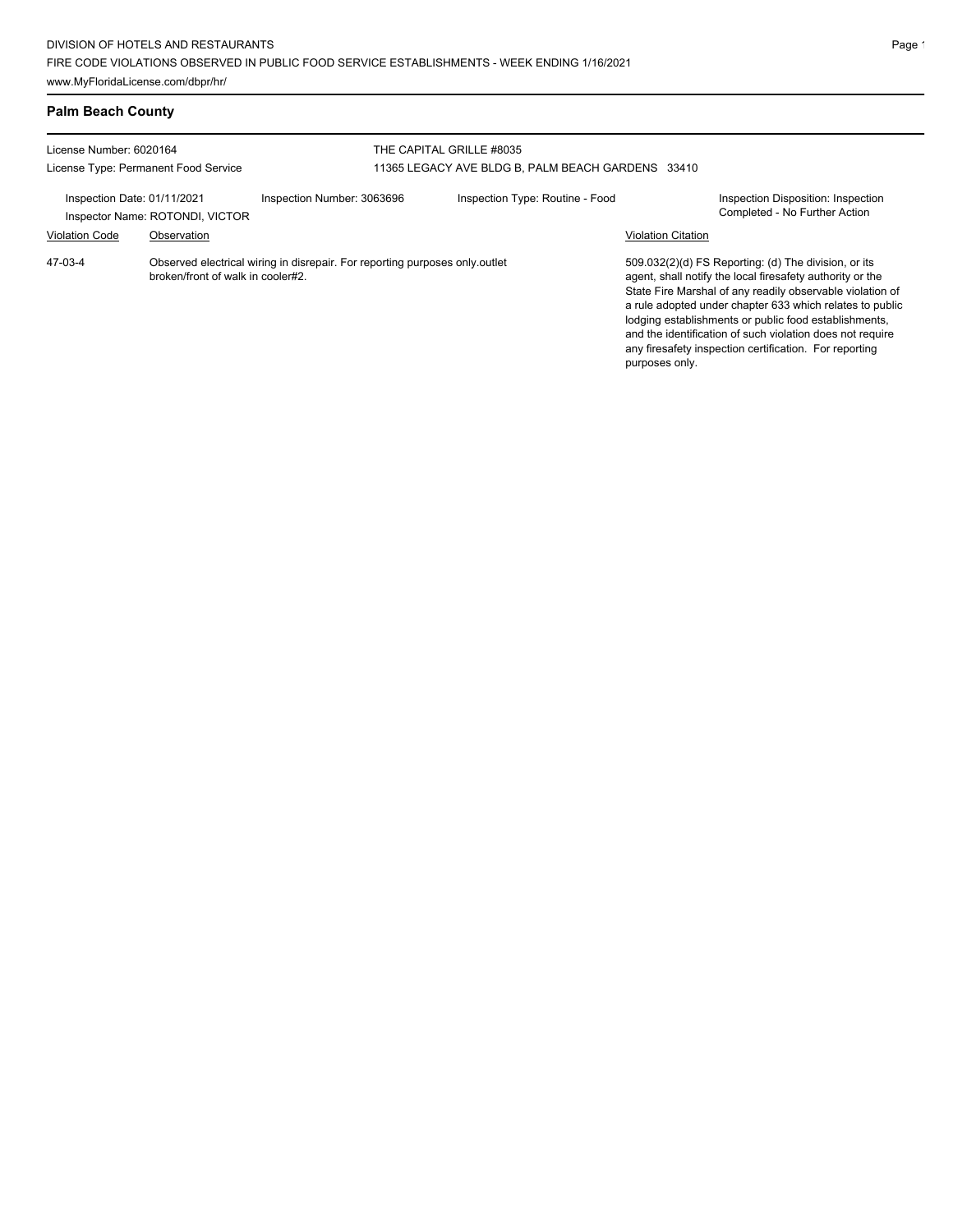## Palm Beach County

License Number: 6020164

License Type: Permanent Food Service

THE CAPITAL GRILLE #8035

11365 LEGACY AVE BLDG B, PALM BEACH GARDENS 33410

Inspection Date: 01/11/2021 | Inspection Number: 3063696 | Inspection Type: Routine - Food | Inspection Disposition: Inspection Completed - No Further Action

Inspector Name: ROTONDI, VICTOR

| Violation Code | Observation | Violation Citation |
|---|---|---|
| 47-03-4 | Observed electrical wiring in disrepair. For reporting purposes only.outlet broken/front of walk in cooler#2. | 509.032(2)(d) FS Reporting: (d) The division, or its agent, shall notify the local firesafety authority or the State Fire Marshal of any readily observable violation of a rule adopted under chapter 633 which relates to public lodging establishments or public food establishments, and the identification of such violation does not require any firesafety inspection certification. For reporting purposes only. |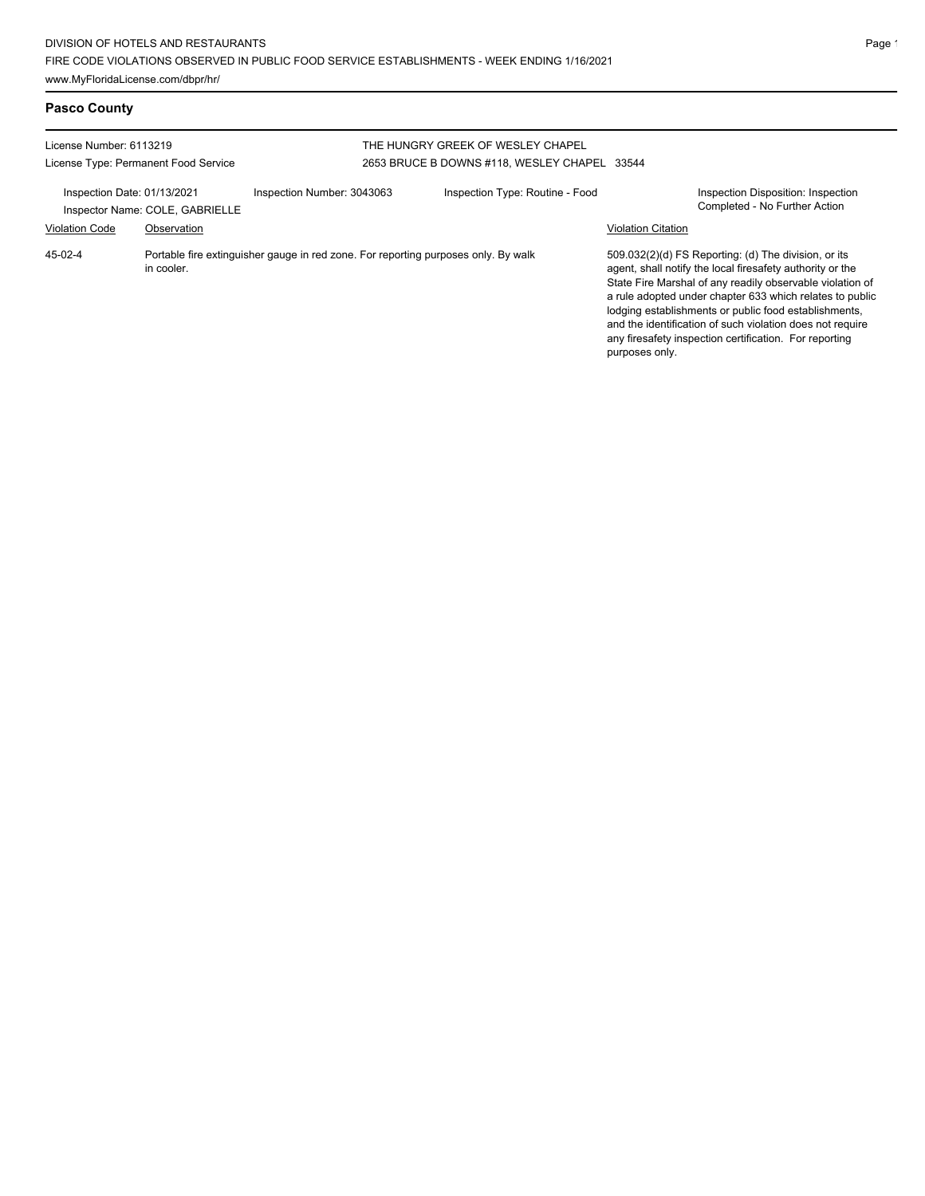## Pasco County

License Number: 6113219
License Type: Permanent Food Service

THE HUNGRY GREEK OF WESLEY CHAPEL
2653 BRUCE B DOWNS #118, WESLEY CHAPEL 33544

Inspection Date: 01/13/2021
Inspector Name: COLE, GABRIELLE
Inspection Number: 3043063
Inspection Type: Routine - Food
Inspection Disposition: Inspection Completed - No Further Action

| Violation Code | Observation | Violation Citation |
|---|---|---|
| 45-02-4 | Portable fire extinguisher gauge in red zone. For reporting purposes only. By walk in cooler. | 509.032(2)(d) FS Reporting: (d) The division, or its agent, shall notify the local firesafety authority or the State Fire Marshal of any readily observable violation of a rule adopted under chapter 633 which relates to public lodging establishments or public food establishments, and the identification of such violation does not require any firesafety inspection certification. For reporting purposes only. |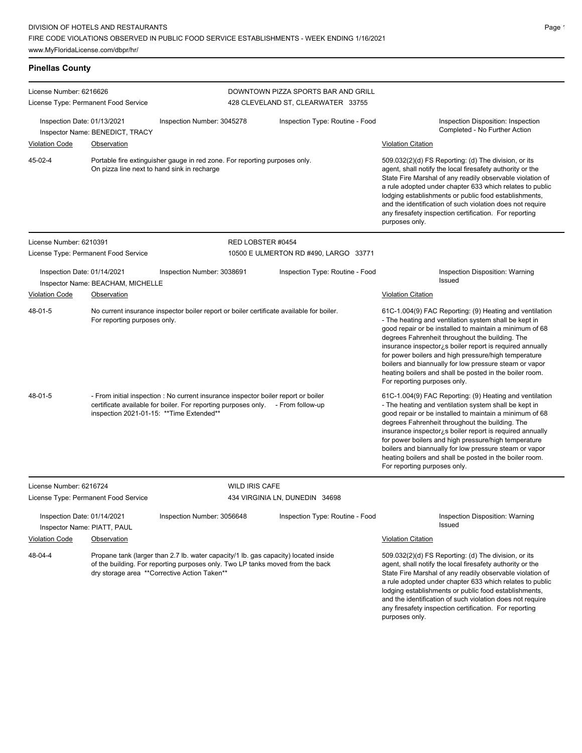## Pinellas County

License Number: 6216626
License Type: Permanent Food Service

**DOWNTOWN PIZZA SPORTS BAR AND GRILL**
428 CLEVELAND ST, CLEARWATER 33755

Inspection Date: 01/13/2021
Inspection Number: 3045278
Inspection Type: Routine - Food
Inspection Disposition: Inspection Completed - No Further Action
Inspector Name: BENEDICT, TRACY

| Violation Code | Observation | Violation Citation |
|---|---|---|
| 45-02-4 | Portable fire extinguisher gauge in red zone. For reporting purposes only. On pizza line next to hand sink in recharge | 509.032(2)(d) FS Reporting: (d) The division, or its agent, shall notify the local firesafety authority or the State Fire Marshal of any readily observable violation of a rule adopted under chapter 633 which relates to public lodging establishments or public food establishments, and the identification of such violation does not require any firesafety inspection certification. For reporting purposes only. |

License Number: 6210391
License Type: Permanent Food Service

**RED LOBSTER #0454**
10500 E ULMERTON RD #490, LARGO 33771

Inspection Date: 01/14/2021
Inspection Number: 3038691
Inspection Type: Routine - Food
Inspection Disposition: Warning Issued
Inspector Name: BEACHAM, MICHELLE

| Violation Code | Observation | Violation Citation |
|---|---|---|
| 48-01-5 | No current insurance inspector boiler report or boiler certificate available for boiler. For reporting purposes only. | 61C-1.004(9) FAC Reporting: (9) Heating and ventilation - The heating and ventilation system shall be kept in good repair or be installed to maintain a minimum of 68 degrees Fahrenheit throughout the building. The insurance inspector¿s boiler report is required annually for power boilers and high pressure/high temperature boilers and biannually for low pressure steam or vapor heating boilers and shall be posted in the boiler room. For reporting purposes only. |
| 48-01-5 | - From initial inspection : No current insurance inspector boiler report or boiler certificate available for boiler. For reporting purposes only. - From follow-up inspection 2021-01-15: **Time Extended** | 61C-1.004(9) FAC Reporting: (9) Heating and ventilation - The heating and ventilation system shall be kept in good repair or be installed to maintain a minimum of 68 degrees Fahrenheit throughout the building. The insurance inspector¿s boiler report is required annually for power boilers and high pressure/high temperature boilers and biannually for low pressure steam or vapor heating boilers and shall be posted in the boiler room. For reporting purposes only. |

License Number: 6216724
License Type: Permanent Food Service

**WILD IRIS CAFE**
434 VIRGINIA LN, DUNEDIN 34698

Inspection Date: 01/14/2021
Inspection Number: 3056648
Inspection Type: Routine - Food
Inspection Disposition: Warning Issued
Inspector Name: PIATT, PAUL

| Violation Code | Observation | Violation Citation |
|---|---|---|
| 48-04-4 | Propane tank (larger than 2.7 lb. water capacity/1 lb. gas capacity) located inside of the building. For reporting purposes only. Two LP tanks moved from the back dry storage area **Corrective Action Taken** | 509.032(2)(d) FS Reporting: (d) The division, or its agent, shall notify the local firesafety authority or the State Fire Marshal of any readily observable violation of a rule adopted under chapter 633 which relates to public lodging establishments or public food establishments, and the identification of such violation does not require any firesafety inspection certification. For reporting purposes only. |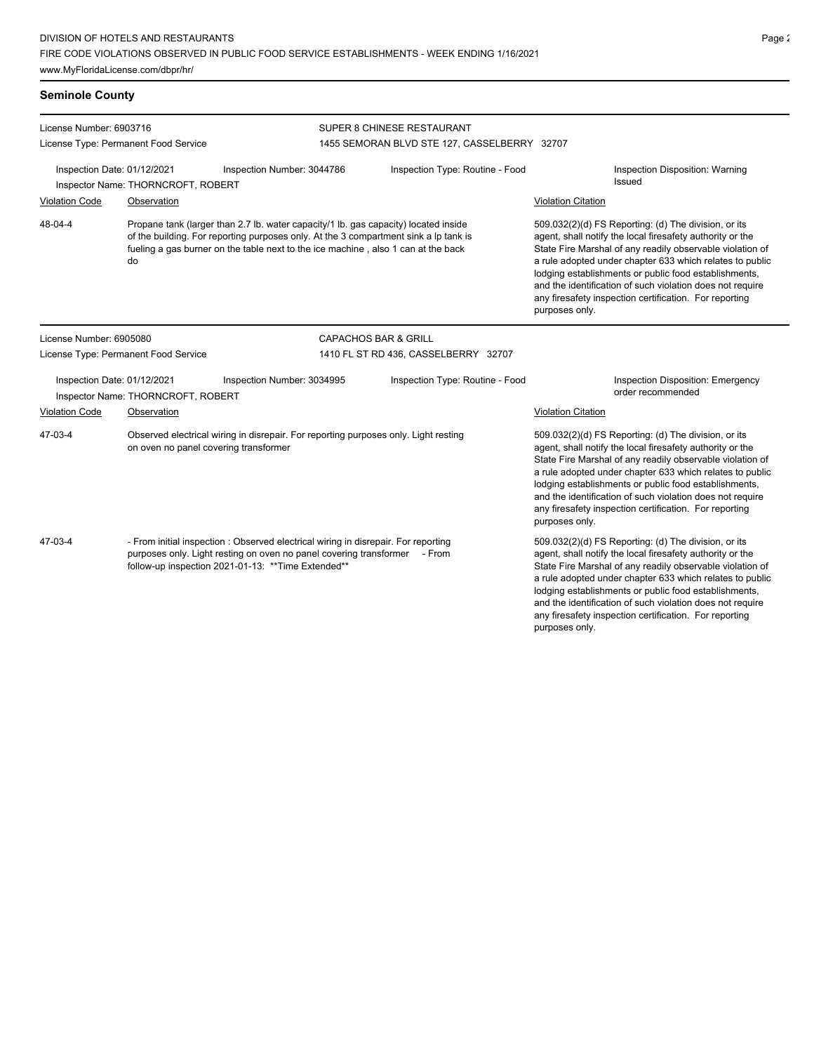## Seminole County

**License Number:** 6903716
**License Type:** Permanent Food Service

**SUPER 8 CHINESE RESTAURANT**
1455 SEMORAN BLVD STE 127, CASSELBERRY 32707

Inspection Date: 01/12/2021 | Inspection Number: 3044786 | Inspection Type: Routine - Food | Inspection Disposition: Warning Issued

Inspector Name: THORNCROFT, ROBERT

| Violation Code | Observation | Violation Citation |
|---|---|---|
| 48-04-4 | Propane tank (larger than 2.7 lb. water capacity/1 lb. gas capacity) located inside of the building. For reporting purposes only. At the 3 compartment sink a lp tank is fueling a gas burner on the table next to the ice machine , also 1 can at the back do | 509.032(2)(d) FS Reporting: (d) The division, or its agent, shall notify the local firesafety authority or the State Fire Marshal of any readily observable violation of a rule adopted under chapter 633 which relates to public lodging establishments or public food establishments, and the identification of such violation does not require any firesafety inspection certification. For reporting purposes only. |

**License Number:** 6905080
**License Type:** Permanent Food Service

**CAPACHOS BAR & GRILL**
1410 FL ST RD 436, CASSELBERRY 32707

Inspection Date: 01/12/2021 | Inspection Number: 3034995 | Inspection Type: Routine - Food | Inspection Disposition: Emergency order recommended

Inspector Name: THORNCROFT, ROBERT

| Violation Code | Observation | Violation Citation |
|---|---|---|
| 47-03-4 | Observed electrical wiring in disrepair. For reporting purposes only. Light resting on oven no panel covering transformer | 509.032(2)(d) FS Reporting: (d) The division, or its agent, shall notify the local firesafety authority or the State Fire Marshal of any readily observable violation of a rule adopted under chapter 633 which relates to public lodging establishments or public food establishments, and the identification of such violation does not require any firesafety inspection certification. For reporting purposes only. |
| 47-03-4 | - From initial inspection : Observed electrical wiring in disrepair. For reporting purposes only. Light resting on oven no panel covering transformer - From follow-up inspection 2021-01-13: **Time Extended** | 509.032(2)(d) FS Reporting: (d) The division, or its agent, shall notify the local firesafety authority or the State Fire Marshal of any readily observable violation of a rule adopted under chapter 633 which relates to public lodging establishments or public food establishments, and the identification of such violation does not require any firesafety inspection certification. For reporting purposes only. |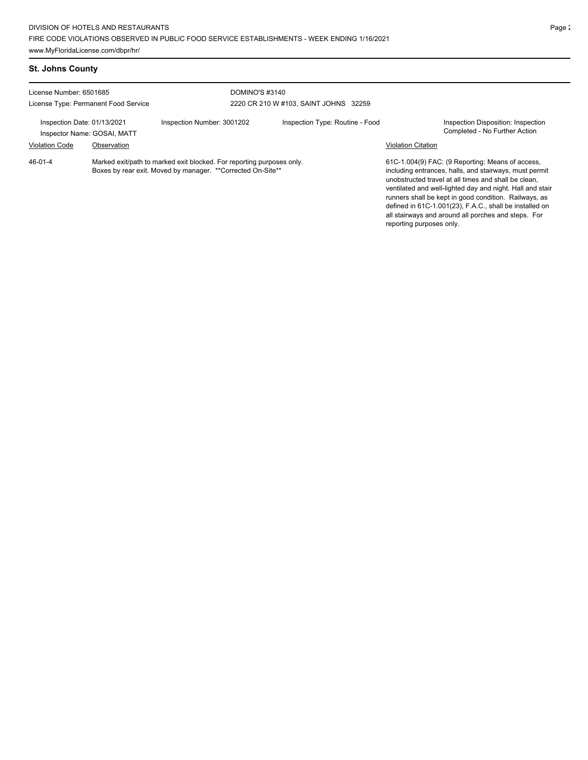## St. Johns County

License Number: 6501685
License Type: Permanent Food Service

DOMINO'S #3140
2220 CR 210 W #103, SAINT JOHNS 32259

Inspection Date: 01/13/2021
Inspector Name: GOSAI, MATT

Inspection Number: 3001202

Inspection Type: Routine - Food

Inspection Disposition: Inspection Completed - No Further Action

| Violation Code | Observation | Violation Citation |
| --- | --- | --- |
| 46-01-4 | Marked exit/path to marked exit blocked. For reporting purposes only. Boxes by rear exit. Moved by manager. **Corrected On-Site** | 61C-1.004(9) FAC: (9 Reporting: Means of access, including entrances, halls, and stairways, must permit unobstructed travel at all times and shall be clean, ventilated and well-lighted day and night. Hall and stair runners shall be kept in good condition. Railways, as defined in 61C-1.001(23), F.A.C., shall be installed on all stairways and around all porches and steps. For reporting purposes only. |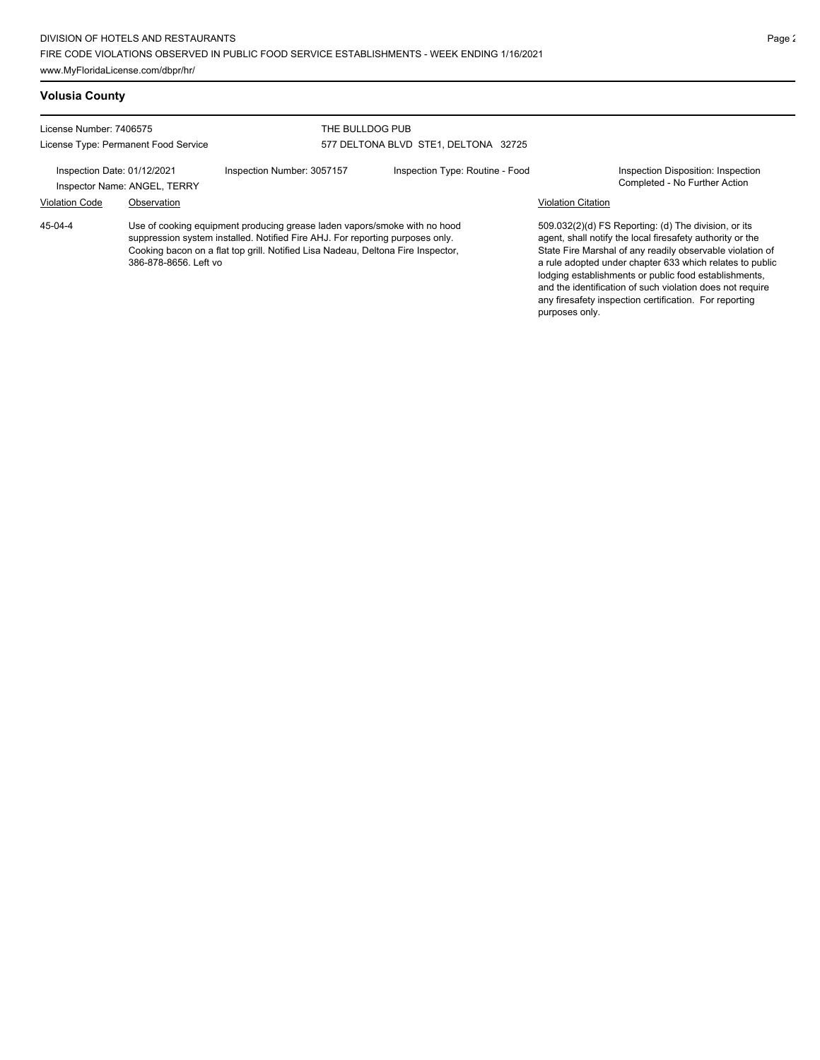## Volusia County

| | | | |
|---|---|---|---|
| License Number: 7406575 | | THE BULLDOG PUB | |
| License Type: Permanent Food Service | | 577 DELTONA BLVD STE1, DELTONA 32725 | |
| Inspection Date: 01/12/2021 | Inspection Number: 3057157 | Inspection Type: Routine - Food | Inspection Disposition: Inspection Completed - No Further Action |
| Inspector Name: ANGEL, TERRY | | | |

| Violation Code | Observation | Violation Citation |
|---|---|---|
| 45-04-4 | Use of cooking equipment producing grease laden vapors/smoke with no hood suppression system installed. Notified Fire AHJ. For reporting purposes only. Cooking bacon on a flat top grill. Notified Lisa Nadeau, Deltona Fire Inspector, 386-878-8656. Left vo | 509.032(2)(d) FS Reporting: (d) The division, or its agent, shall notify the local firesafety authority or the State Fire Marshal of any readily observable violation of a rule adopted under chapter 633 which relates to public lodging establishments or public food establishments, and the identification of such violation does not require any firesafety inspection certification. For reporting purposes only. |